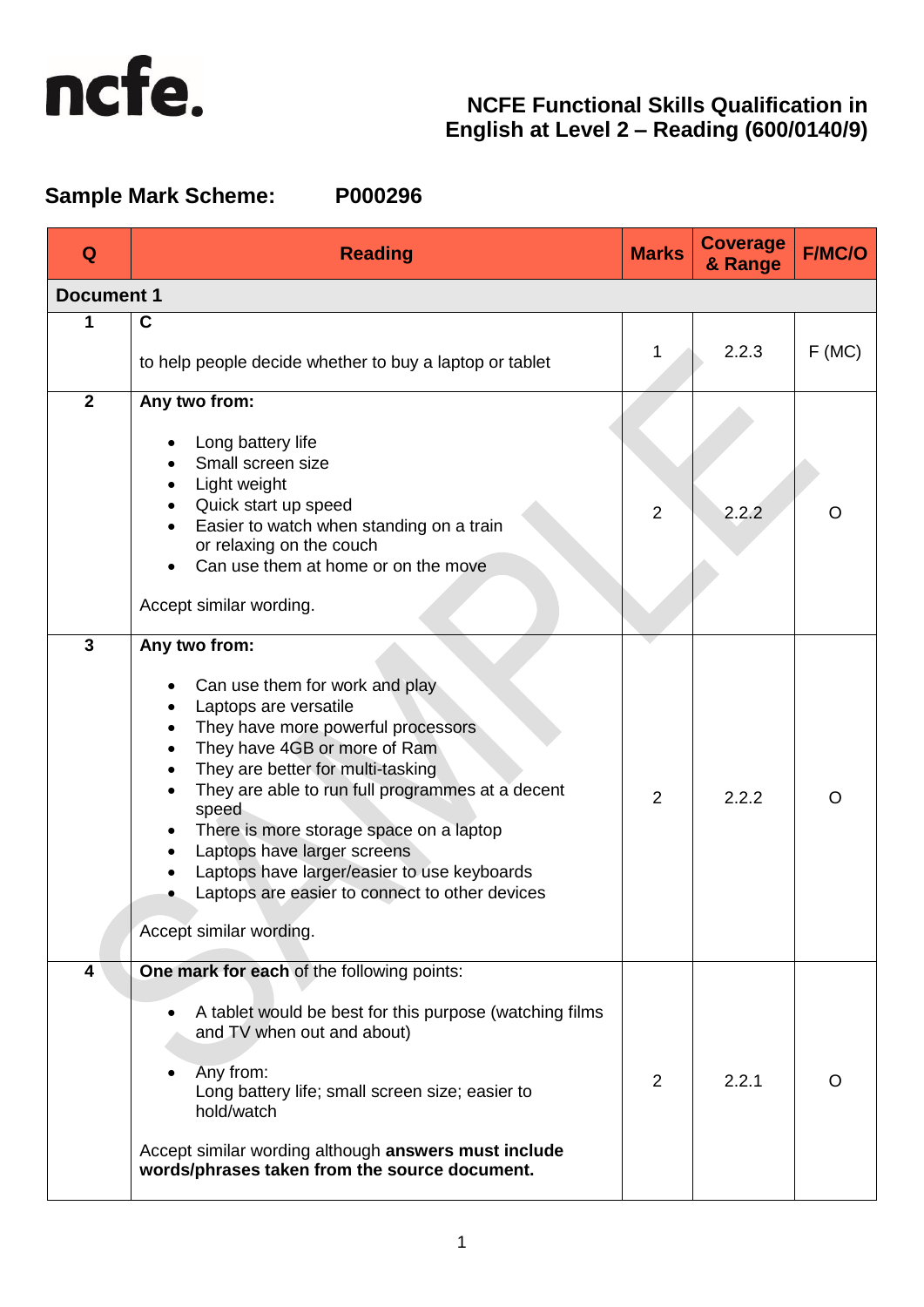# NCFE Functional Skills Qualification in English at Level 2 – Reading (600/0140/9)

## Sample Mark Scheme: P000296

| Q | Reading | Marks | Coverage & Range | F/MC/O |
|---|---|---|---|---|
| **Document 1** | | | | |
| 1 | **C**<br><br>to help people decide whether to buy a laptop or tablet | 1 | 2.2.3 | F (MC) |
| 2 | **Any two from:**<br><br>• Long battery life<br>• Small screen size<br>• Light weight<br>• Quick start up speed<br>• Easier to watch when standing on a train or relaxing on the couch<br>• Can use them at home or on the move<br><br>Accept similar wording. | 2 | 2.2.2 | O |
| 3 | **Any two from:**<br><br>• Can use them for work and play<br>• Laptops are versatile<br>• They have more powerful processors<br>• They have 4GB or more of Ram<br>• They are better for multi-tasking<br>• They are able to run full programmes at a decent speed<br>• There is more storage space on a laptop<br>• Laptops have larger screens<br>• Laptops have larger/easier to use keyboards<br>• Laptops are easier to connect to other devices<br><br>Accept similar wording. | 2 | 2.2.2 | O |
| 4 | **One mark for each** of the following points:<br><br>• A tablet would be best for this purpose (watching films and TV when out and about)<br><br>• Any from:<br>Long battery life; small screen size; easier to hold/watch<br><br>Accept similar wording although **answers must include words/phrases taken from the source document.** | 2 | 2.2.1 | O |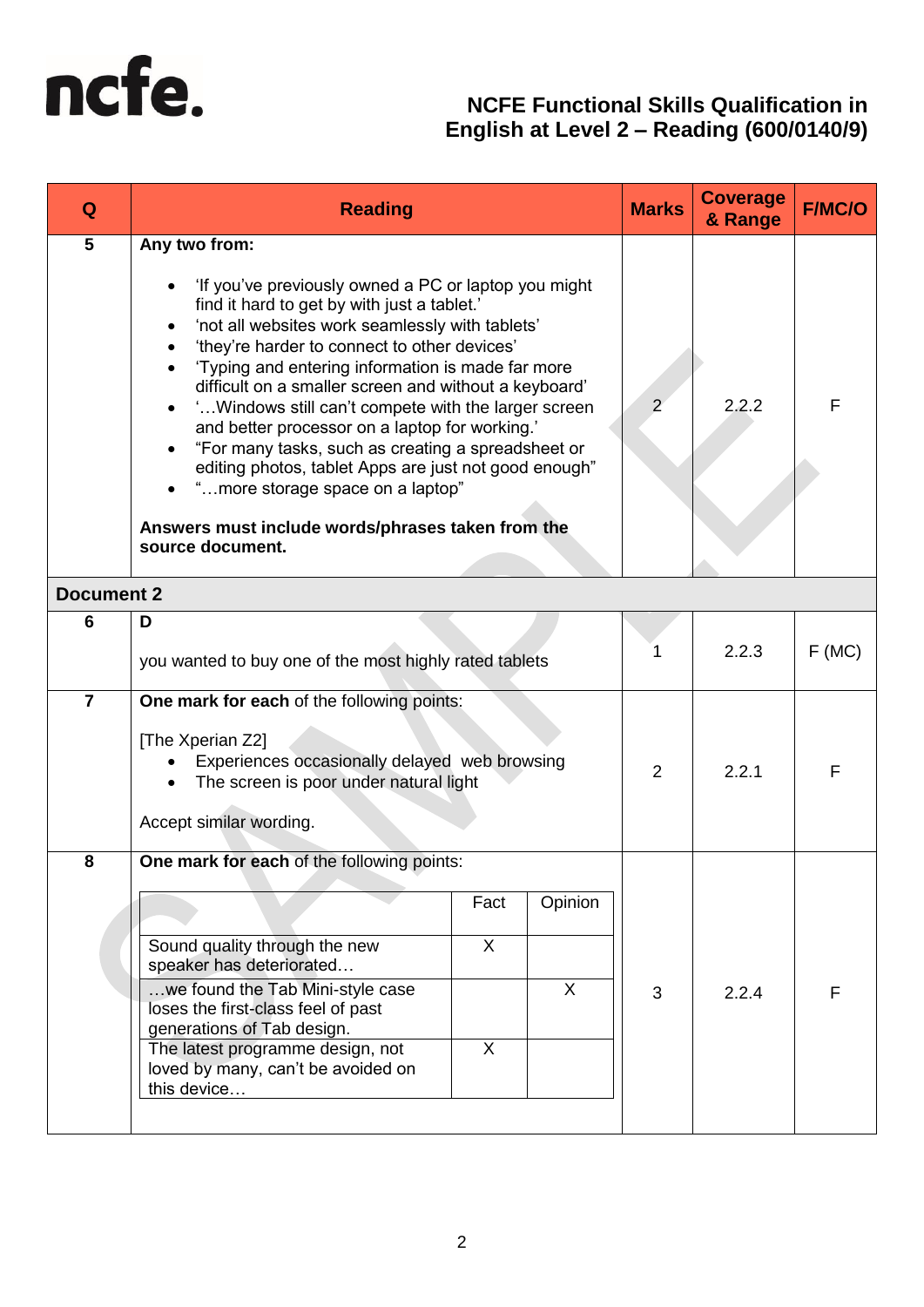# NCFE Functional Skills Qualification in English at Level 2 – Reading (600/0140/9)

| Q | Reading | Marks | Coverage & Range | F/MC/O |
|---|---|---|---|---|
| 5 | **Any two from:**<br><br>• 'If you've previously owned a PC or laptop you might find it hard to get by with just a tablet.'<br>• 'not all websites work seamlessly with tablets'<br>• 'they're harder to connect to other devices'<br>• 'Typing and entering information is made far more difficult on a smaller screen and without a keyboard'<br>• '…Windows still can't compete with the larger screen and better processor on a laptop for working.'<br>• "For many tasks, such as creating a spreadsheet or editing photos, tablet Apps are just not good enough"<br>• "…more storage space on a laptop"<br><br>**Answers must include words/phrases taken from the source document.** | 2 | 2.2.2 | F |
| **Document 2** | | | | |
| 6 | **D**<br><br>you wanted to buy one of the most highly rated tablets | 1 | 2.2.3 | F (MC) |
| 7 | **One mark for each** of the following points:<br><br>[The Xperian Z2]<br>• Experiences occasionally delayed web browsing<br>• The screen is poor under natural light<br><br>Accept similar wording. | 2 | 2.2.1 | F |
| 8 | **One mark for each** of the following points:<br><br>(see table below) | 3 | 2.2.4 | F |

| | Fact | Opinion |
|---|---|---|
| Sound quality through the new speaker has deteriorated… | X | |
| …we found the Tab Mini-style case loses the first-class feel of past generations of Tab design. | | X |
| The latest programme design, not loved by many, can't be avoided on this device… | X | |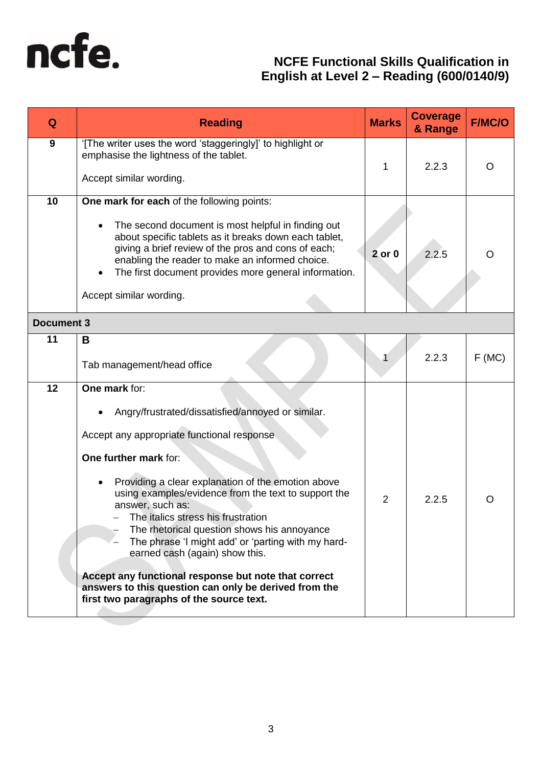| Q | Reading | Marks | Coverage & Range | F/MC/O |
|---|---|---|---|---|
| 9 | '[The writer uses the word 'staggeringly]' to highlight or emphasise the lightness of the tablet.<br><br>Accept similar wording. | 1 | 2.2.3 | O |
| 10 | **One mark for each** of the following points:<br><br>• The second document is most helpful in finding out about specific tablets as it breaks down each tablet, giving a brief review of the pros and cons of each; enabling the reader to make an informed choice.<br>• The first document provides more general information.<br><br>Accept similar wording. | **2 or 0** | 2.2.5 | O |
| **Document 3** | | | | |
| 11 | **B**<br><br>Tab management/head office | 1 | 2.2.3 | F (MC) |
| 12 | **One mark** for:<br><br>• Angry/frustrated/dissatisfied/annoyed or similar.<br><br>Accept any appropriate functional response<br><br>**One further mark** for:<br><br>• Providing a clear explanation of the emotion above using examples/evidence from the text to support the answer, such as:<br>– The italics stress his frustration<br>– The rhetorical question shows his annoyance<br>– The phrase 'I might add' or 'parting with my hard-earned cash (again) show this.<br><br>**Accept any functional response but note that correct answers to this question can only be derived from the first two paragraphs of the source text.** | 2 | 2.2.5 | O |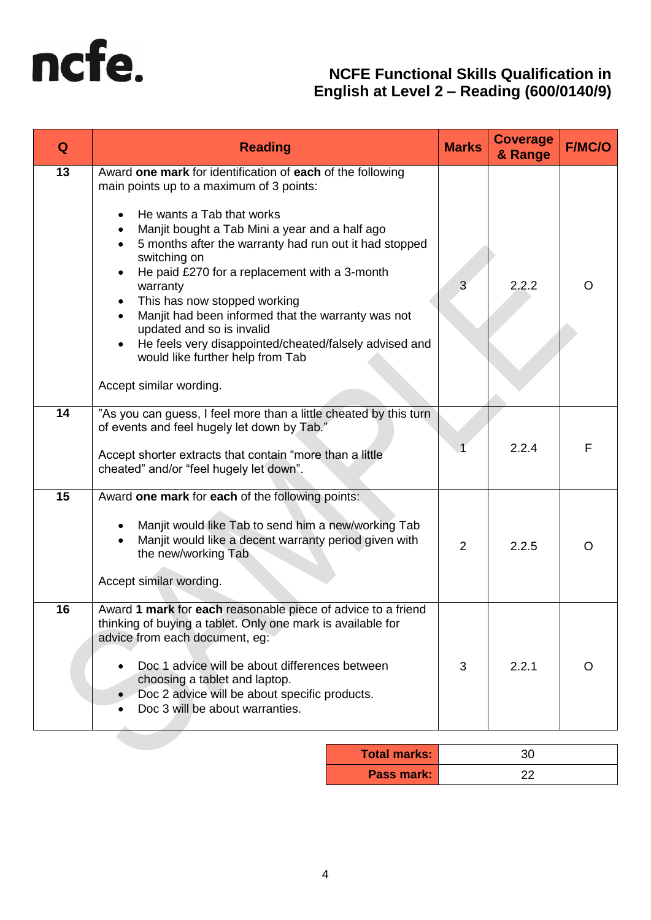**NCFE Functional Skills Qualification in English at Level 2 – Reading (600/0140/9)**

| Q | Reading | Marks | Coverage & Range | F/MC/O |
|---|---|---|---|---|
| 13 | Award **one mark** for identification of **each** of the following main points up to a maximum of 3 points:<br><br>• He wants a Tab that works<br>• Manjit bought a Tab Mini a year and a half ago<br>• 5 months after the warranty had run out it had stopped switching on<br>• He paid £270 for a replacement with a 3-month warranty<br>• This has now stopped working<br>• Manjit had been informed that the warranty was not updated and so is invalid<br>• He feels very disappointed/cheated/falsely advised and would like further help from Tab<br><br>Accept similar wording. | 3 | 2.2.2 | O |
| 14 | "As you can guess, I feel more than a little cheated by this turn of events and feel hugely let down by Tab."<br><br>Accept shorter extracts that contain "more than a little cheated" and/or "feel hugely let down". | 1 | 2.2.4 | F |
| 15 | Award **one mark** for **each** of the following points:<br><br>• Manjit would like Tab to send him a new/working Tab<br>• Manjit would like a decent warranty period given with the new/working Tab<br><br>Accept similar wording. | 2 | 2.2.5 | O |
| 16 | Award **1 mark** for **each** reasonable piece of advice to a friend thinking of buying a tablet. Only one mark is available for advice from each document, eg:<br><br>• Doc 1 advice will be about differences between choosing a tablet and laptop.<br>• Doc 2 advice will be about specific products.<br>• Doc 3 will be about warranties. | 3 | 2.2.1 | O |

| | |
|---|---|
| **Total marks:** | 30 |
| **Pass mark:** | 22 |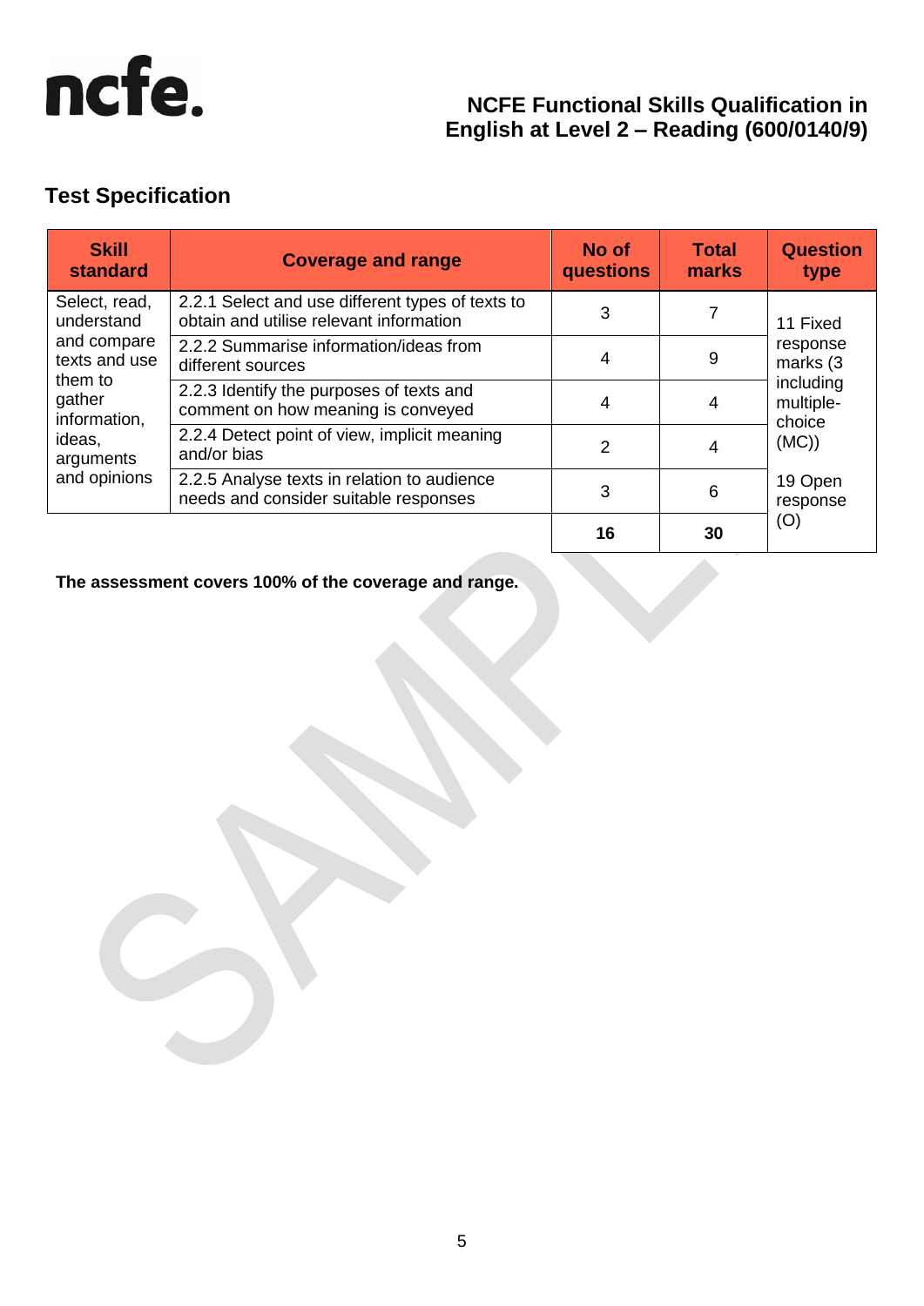# NCFE Functional Skills Qualification in English at Level 2 – Reading (600/0140/9)

## Test Specification

| Skill standard | Coverage and range | No of questions | Total marks | Question type |
|---|---|---|---|---|
| Select, read, understand and compare texts and use them to gather information, ideas, arguments and opinions | 2.2.1 Select and use different types of texts to obtain and utilise relevant information | 3 | 7 | 11 Fixed response marks (3 including multiple-choice (MC)) 19 Open response (O) |
| | 2.2.2 Summarise information/ideas from different sources | 4 | 9 | |
| | 2.2.3 Identify the purposes of texts and comment on how meaning is conveyed | 4 | 4 | |
| | 2.2.4 Detect point of view, implicit meaning and/or bias | 2 | 4 | |
| | 2.2.5 Analyse texts in relation to audience needs and consider suitable responses | 3 | 6 | |
| | | **16** | **30** | |

**The assessment covers 100% of the coverage and range.**